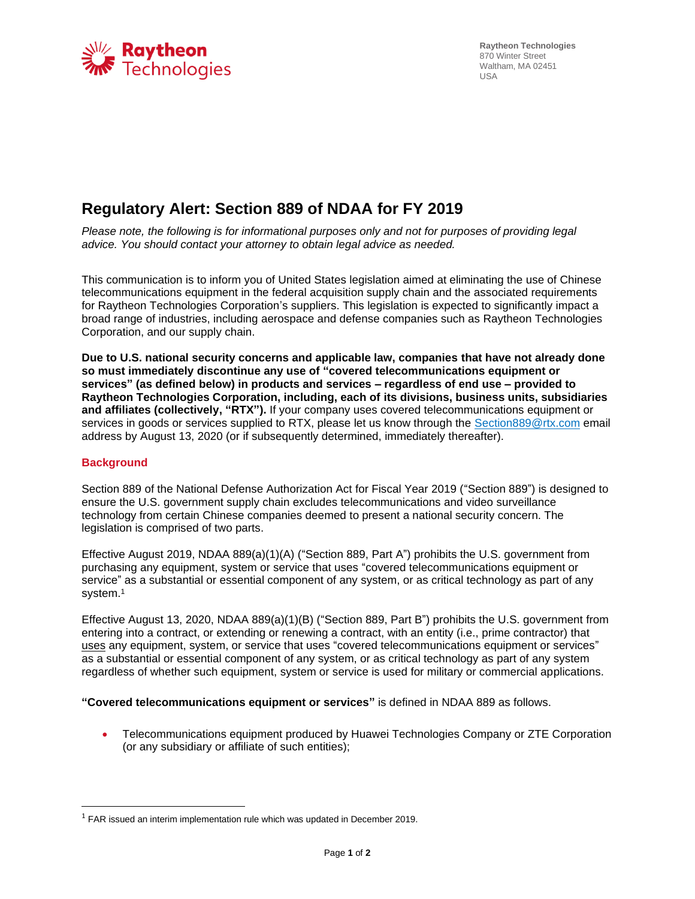Raytheon Technologies
870 Winter Street
Waltham, MA 02451
USA

# Regulatory Alert: Section 889 of NDAA for FY 2019

*Please note, the following is for informational purposes only and not for purposes of providing legal advice. You should contact your attorney to obtain legal advice as needed.*

This communication is to inform you of United States legislation aimed at eliminating the use of Chinese telecommunications equipment in the federal acquisition supply chain and the associated requirements for Raytheon Technologies Corporation's suppliers. This legislation is expected to significantly impact a broad range of industries, including aerospace and defense companies such as Raytheon Technologies Corporation, and our supply chain.

**Due to U.S. national security concerns and applicable law, companies that have not already done so must immediately discontinue any use of "covered telecommunications equipment or services" (as defined below) in products and services – regardless of end use – provided to Raytheon Technologies Corporation, including, each of its divisions, business units, subsidiaries and affiliates (collectively, "RTX").** If your company uses covered telecommunications equipment or services in goods or services supplied to RTX, please let us know through the Section889@rtx.com email address by August 13, 2020 (or if subsequently determined, immediately thereafter).

## Background

Section 889 of the National Defense Authorization Act for Fiscal Year 2019 ("Section 889") is designed to ensure the U.S. government supply chain excludes telecommunications and video surveillance technology from certain Chinese companies deemed to present a national security concern. The legislation is comprised of two parts.

Effective August 2019, NDAA 889(a)(1)(A) ("Section 889, Part A") prohibits the U.S. government from purchasing any equipment, system or service that uses "covered telecommunications equipment or service" as a substantial or essential component of any system, or as critical technology as part of any system.[1]

Effective August 13, 2020, NDAA 889(a)(1)(B) ("Section 889, Part B") prohibits the U.S. government from entering into a contract, or extending or renewing a contract, with an entity (i.e., prime contractor) that uses any equipment, system, or service that uses "covered telecommunications equipment or services" as a substantial or essential component of any system, or as critical technology as part of any system regardless of whether such equipment, system or service is used for military or commercial applications.

**"Covered telecommunications equipment or services"** is defined in NDAA 889 as follows.

- Telecommunications equipment produced by Huawei Technologies Company or ZTE Corporation (or any subsidiary or affiliate of such entities);

[1] FAR issued an interim implementation rule which was updated in December 2019.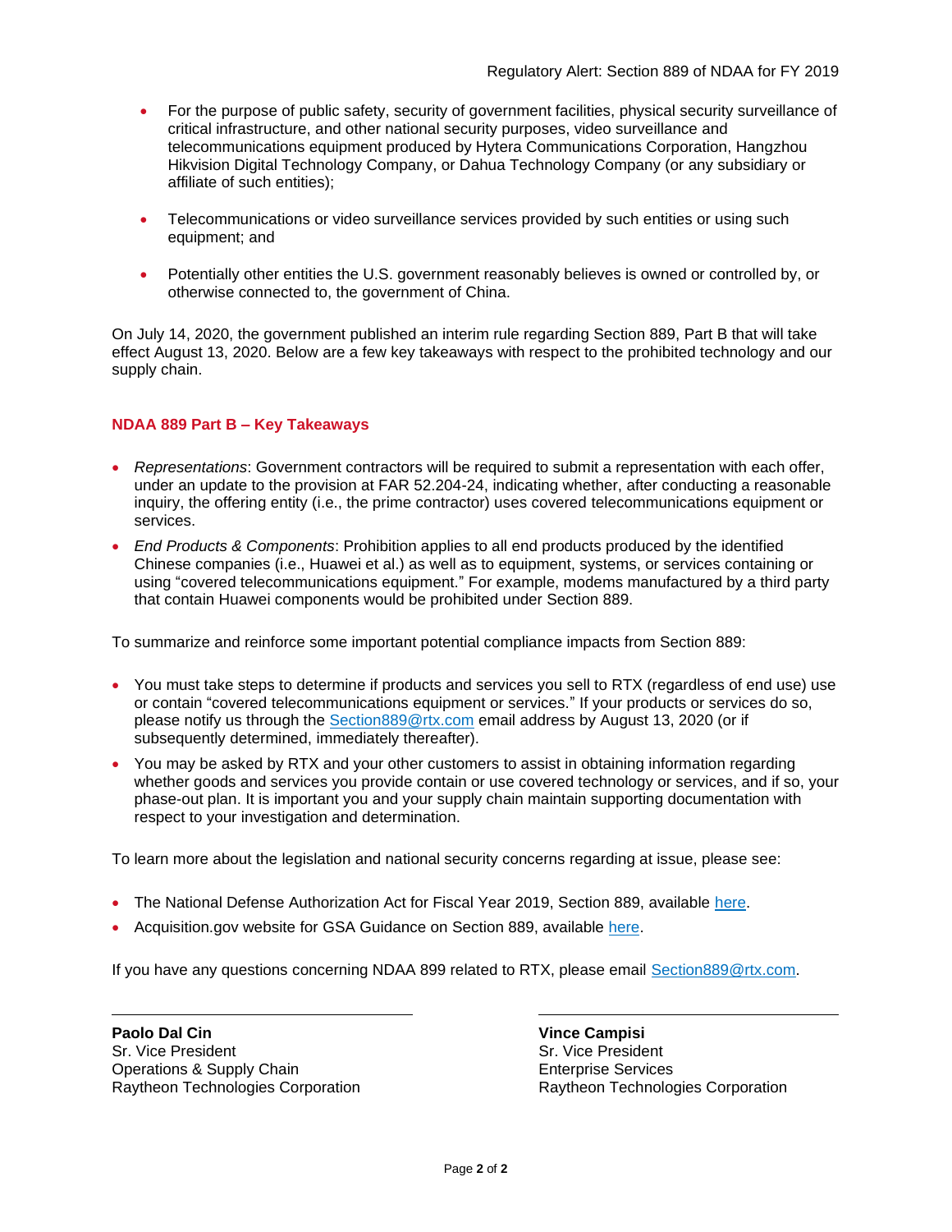- For the purpose of public safety, security of government facilities, physical security surveillance of critical infrastructure, and other national security purposes, video surveillance and telecommunications equipment produced by Hytera Communications Corporation, Hangzhou Hikvision Digital Technology Company, or Dahua Technology Company (or any subsidiary or affiliate of such entities);
- Telecommunications or video surveillance services provided by such entities or using such equipment; and
- Potentially other entities the U.S. government reasonably believes is owned or controlled by, or otherwise connected to, the government of China.

On July 14, 2020, the government published an interim rule regarding Section 889, Part B that will take effect August 13, 2020. Below are a few key takeaways with respect to the prohibited technology and our supply chain.

### NDAA 889 Part B – Key Takeaways

- *Representations*: Government contractors will be required to submit a representation with each offer, under an update to the provision at FAR 52.204-24, indicating whether, after conducting a reasonable inquiry, the offering entity (i.e., the prime contractor) uses covered telecommunications equipment or services.
- *End Products & Components*: Prohibition applies to all end products produced by the identified Chinese companies (i.e., Huawei et al.) as well as to equipment, systems, or services containing or using "covered telecommunications equipment." For example, modems manufactured by a third party that contain Huawei components would be prohibited under Section 889.

To summarize and reinforce some important potential compliance impacts from Section 889:

- You must take steps to determine if products and services you sell to RTX (regardless of end use) use or contain "covered telecommunications equipment or services." If your products or services do so, please notify us through the Section889@rtx.com email address by August 13, 2020 (or if subsequently determined, immediately thereafter).
- You may be asked by RTX and your other customers to assist in obtaining information regarding whether goods and services you provide contain or use covered technology or services, and if so, your phase-out plan. It is important you and your supply chain maintain supporting documentation with respect to your investigation and determination.

To learn more about the legislation and national security concerns regarding at issue, please see:

- The National Defense Authorization Act for Fiscal Year 2019, Section 889, available here.
- Acquisition.gov website for GSA Guidance on Section 889, available here.

If you have any questions concerning NDAA 899 related to RTX, please email Section889@rtx.com.

**Paolo Dal Cin**
Sr. Vice President
Operations & Supply Chain
Raytheon Technologies Corporation

**Vince Campisi**
Sr. Vice President
Enterprise Services
Raytheon Technologies Corporation